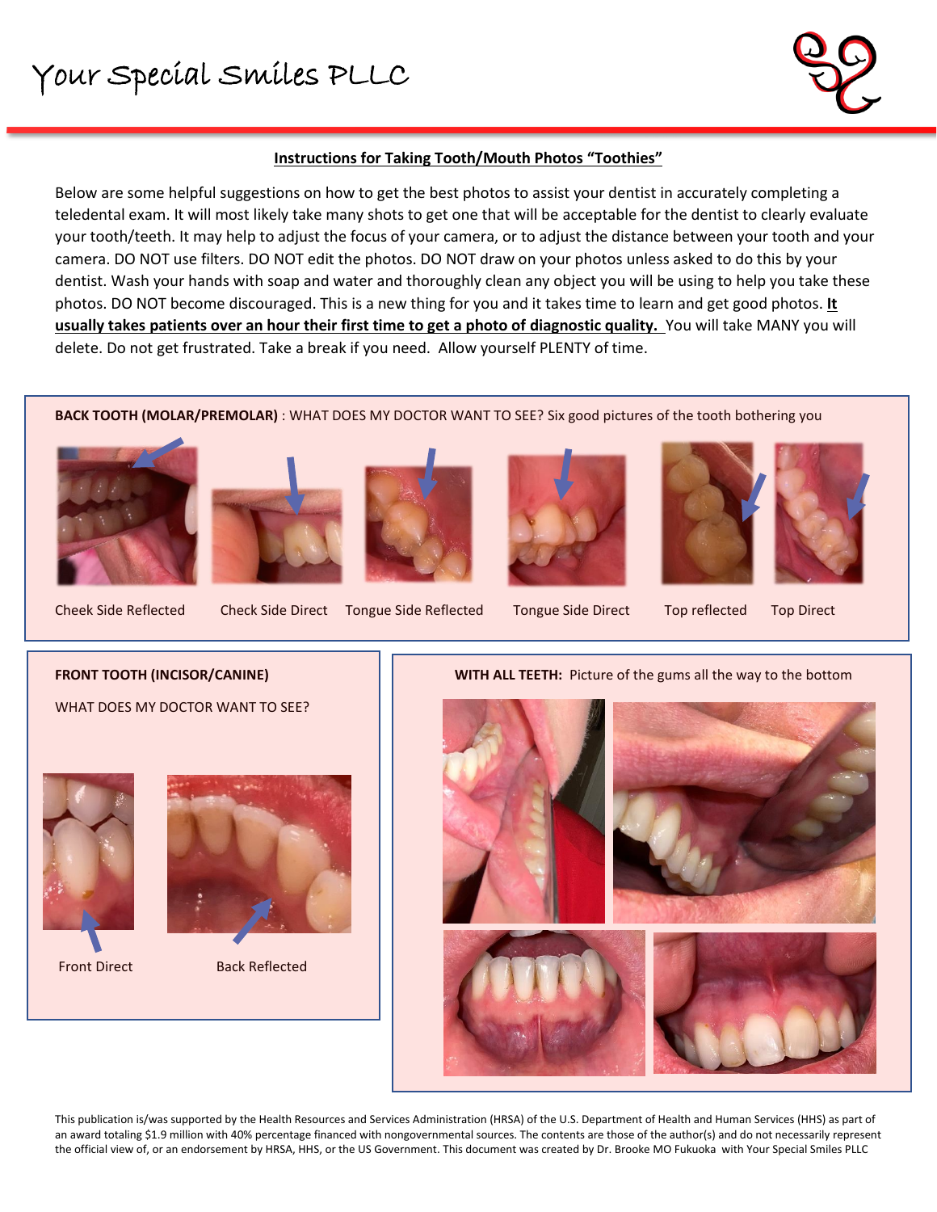# Your Special Smiles PLLC

## Instructions for Taking Tooth/Mouth Photos "Toothies"

Below are some helpful suggestions on how to get the best photos to assist your dentist in accurately completing a teledental exam. It will most likely take many shots to get one that will be acceptable for the dentist to clearly evaluate your tooth/teeth. It may help to adjust the focus of your camera, or to adjust the distance between your tooth and your camera. DO NOT use filters. DO NOT edit the photos. DO NOT draw on your photos unless asked to do this by your dentist. Wash your hands with soap and water and thoroughly clean any object you will be using to help you take these photos. DO NOT become discouraged. This is a new thing for you and it takes time to learn and get good photos. **It usually takes patients over an hour their first time to get a photo of diagnostic quality.** You will take MANY you will delete. Do not get frustrated. Take a break if you need. Allow yourself PLENTY of time.

**BACK TOOTH (MOLAR/PREMOLAR)** : WHAT DOES MY DOCTOR WANT TO SEE? Six good pictures of the tooth bothering you

Cheek Side Reflected

Check Side Direct

Tongue Side Reflected

Tongue Side Direct

Top reflected

Top Direct

**FRONT TOOTH (INCISOR/CANINE)**

WHAT DOES MY DOCTOR WANT TO SEE?

Front Direct

Back Reflected

**WITH ALL TEETH:** Picture of the gums all the way to the bottom

This publication is/was supported by the Health Resources and Services Administration (HRSA) of the U.S. Department of Health and Human Services (HHS) as part of an award totaling $1.9 million with 40% percentage financed with nongovernmental sources. The contents are those of the author(s) and do not necessarily represent the official view of, or an endorsement by HRSA, HHS, or the US Government. This document was created by Dr. Brooke MO Fukuoka with Your Special Smiles PLLC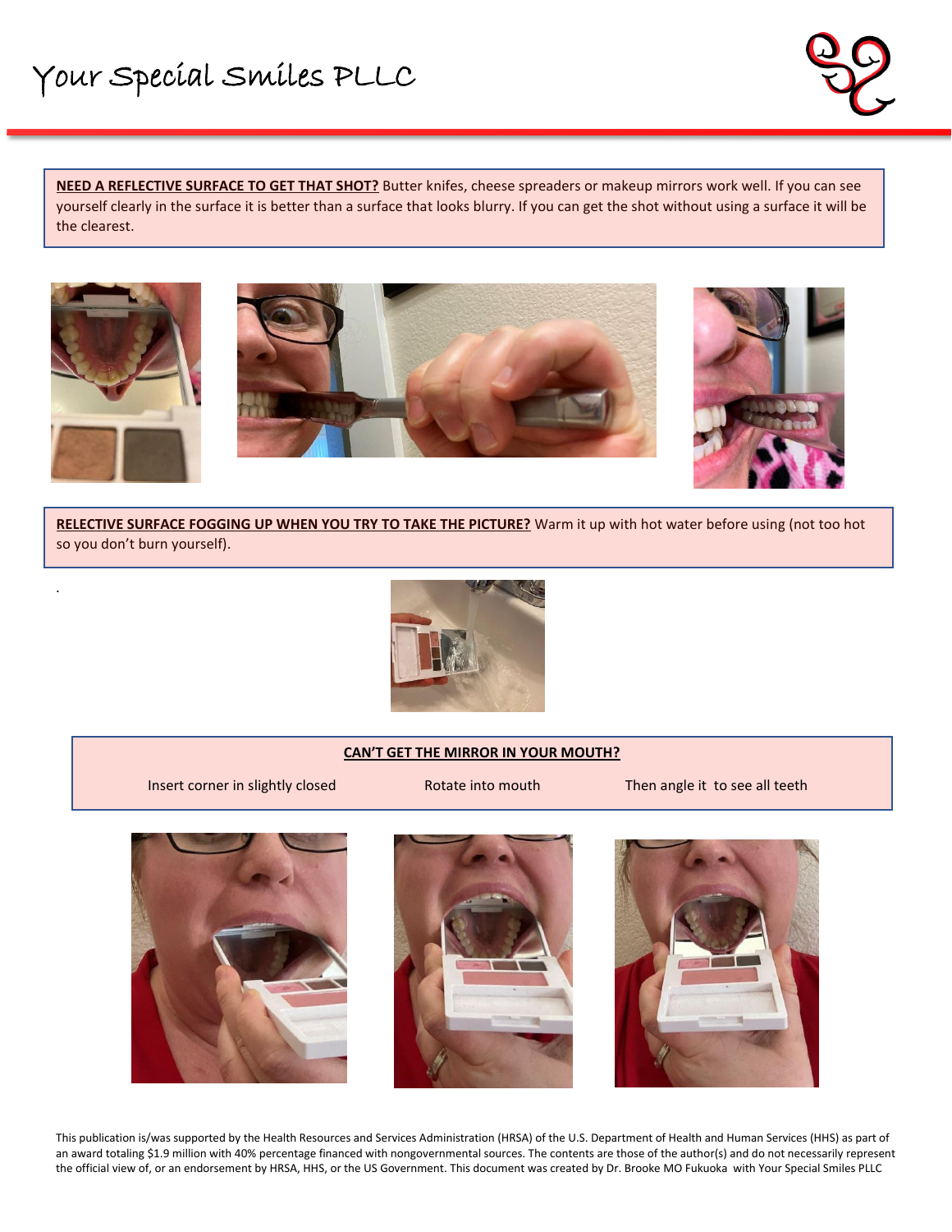Your Special Smiles PLLC

**NEED A REFLECTIVE SURFACE TO GET THAT SHOT?** Butter knifes, cheese spreaders or makeup mirrors work well. If you can see yourself clearly in the surface it is better than a surface that looks blurry. If you can get the shot without using a surface it will be the clearest.

**RELECTIVE SURFACE FOGGING UP WHEN YOU TRY TO TAKE THE PICTURE?** Warm it up with hot water before using (not too hot so you don't burn yourself).

**CAN'T GET THE MIRROR IN YOUR MOUTH?**

Insert corner in slightly closed

Rotate into mouth

Then angle it to see all teeth

This publication is/was supported by the Health Resources and Services Administration (HRSA) of the U.S. Department of Health and Human Services (HHS) as part of an award totaling $1.9 million with 40% percentage financed with nongovernmental sources. The contents are those of the author(s) and do not necessarily represent the official view of, or an endorsement by HRSA, HHS, or the US Government. This document was created by Dr. Brooke MO Fukuoka with Your Special Smiles PLLC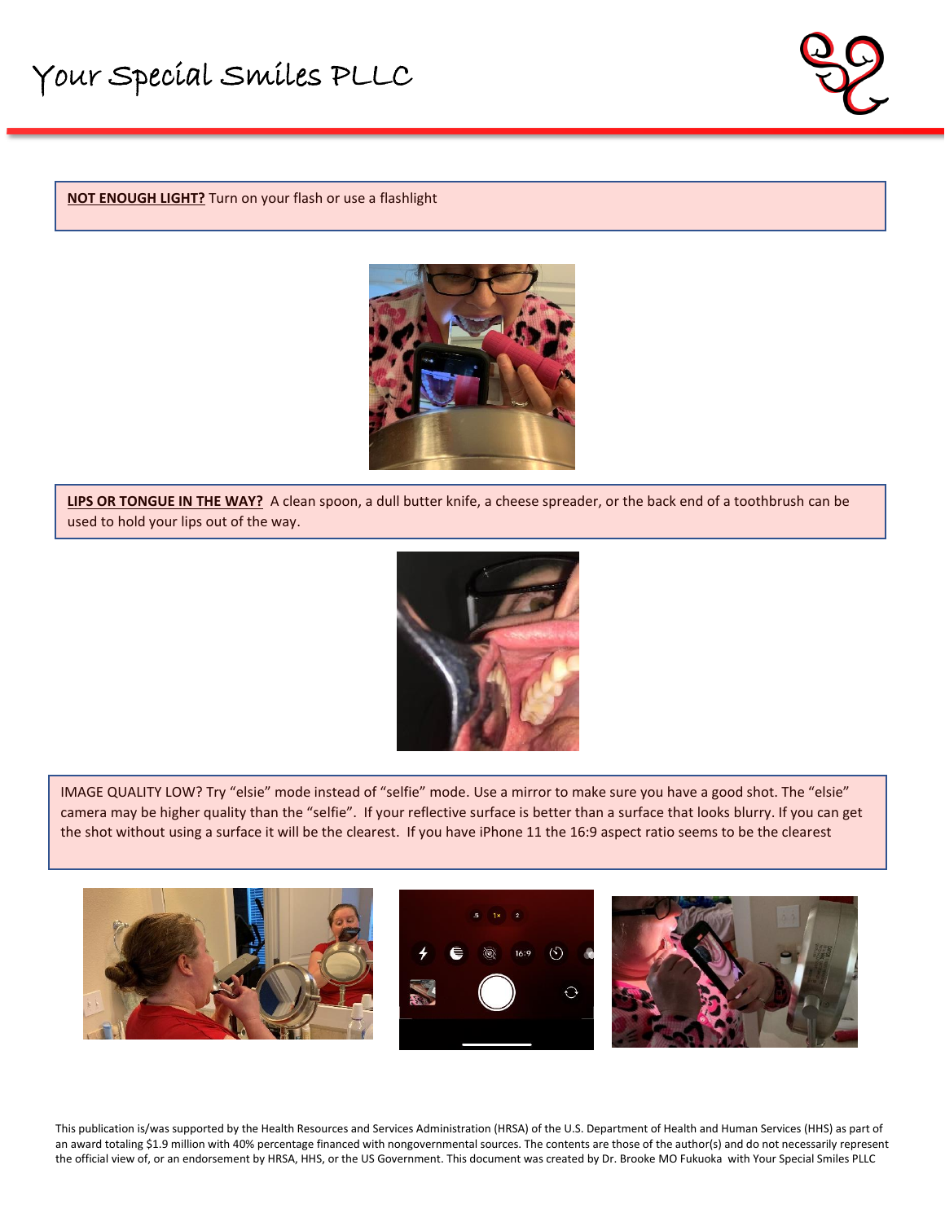**NOT ENOUGH LIGHT?** Turn on your flash or use a flashlight

**LIPS OR TONGUE IN THE WAY?** A clean spoon, a dull butter knife, a cheese spreader, or the back end of a toothbrush can be used to hold your lips out of the way.

IMAGE QUALITY LOW? Try "elsie" mode instead of "selfie" mode. Use a mirror to make sure you have a good shot. The "elsie" camera may be higher quality than the "selfie". If your reflective surface is better than a surface that looks blurry. If you can get the shot without using a surface it will be the clearest. If you have iPhone 11 the 16:9 aspect ratio seems to be the clearest

This publication is/was supported by the Health Resources and Services Administration (HRSA) of the U.S. Department of Health and Human Services (HHS) as part of an award totaling $1.9 million with 40% percentage financed with nongovernmental sources. The contents are those of the author(s) and do not necessarily represent the official view of, or an endorsement by HRSA, HHS, or the US Government. This document was created by Dr. Brooke MO Fukuoka with Your Special Smiles PLLC